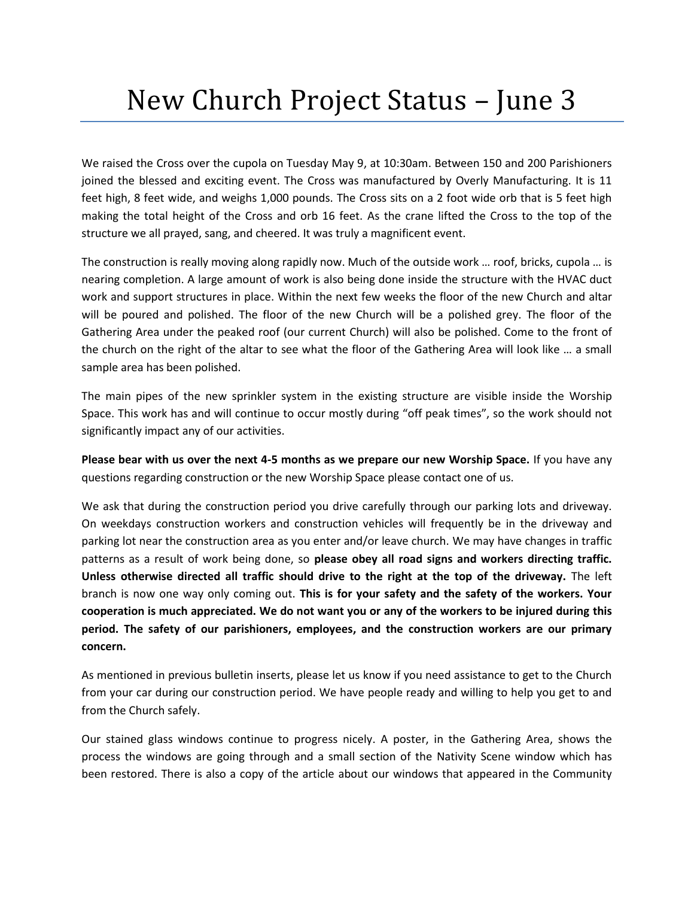# New Church Project Status – June 3

We raised the Cross over the cupola on Tuesday May 9, at 10:30am. Between 150 and 200 Parishioners joined the blessed and exciting event. The Cross was manufactured by Overly Manufacturing. It is 11 feet high, 8 feet wide, and weighs 1,000 pounds. The Cross sits on a 2 foot wide orb that is 5 feet high making the total height of the Cross and orb 16 feet. As the crane lifted the Cross to the top of the structure we all prayed, sang, and cheered. It was truly a magnificent event.

The construction is really moving along rapidly now. Much of the outside work … roof, bricks, cupola … is nearing completion. A large amount of work is also being done inside the structure with the HVAC duct work and support structures in place. Within the next few weeks the floor of the new Church and altar will be poured and polished. The floor of the new Church will be a polished grey. The floor of the Gathering Area under the peaked roof (our current Church) will also be polished. Come to the front of the church on the right of the altar to see what the floor of the Gathering Area will look like … a small sample area has been polished.

The main pipes of the new sprinkler system in the existing structure are visible inside the Worship Space. This work has and will continue to occur mostly during "off peak times", so the work should not significantly impact any of our activities.

**Please bear with us over the next 4-5 months as we prepare our new Worship Space.** If you have any questions regarding construction or the new Worship Space please contact one of us.

We ask that during the construction period you drive carefully through our parking lots and driveway. On weekdays construction workers and construction vehicles will frequently be in the driveway and parking lot near the construction area as you enter and/or leave church. We may have changes in traffic patterns as a result of work being done, so **please obey all road signs and workers directing traffic. Unless otherwise directed all traffic should drive to the right at the top of the driveway.** The left branch is now one way only coming out. **This is for your safety and the safety of the workers. Your cooperation is much appreciated. We do not want you or any of the workers to be injured during this period. The safety of our parishioners, employees, and the construction workers are our primary concern.**

As mentioned in previous bulletin inserts, please let us know if you need assistance to get to the Church from your car during our construction period. We have people ready and willing to help you get to and from the Church safely.

Our stained glass windows continue to progress nicely. A poster, in the Gathering Area, shows the process the windows are going through and a small section of the Nativity Scene window which has been restored. There is also a copy of the article about our windows that appeared in the Community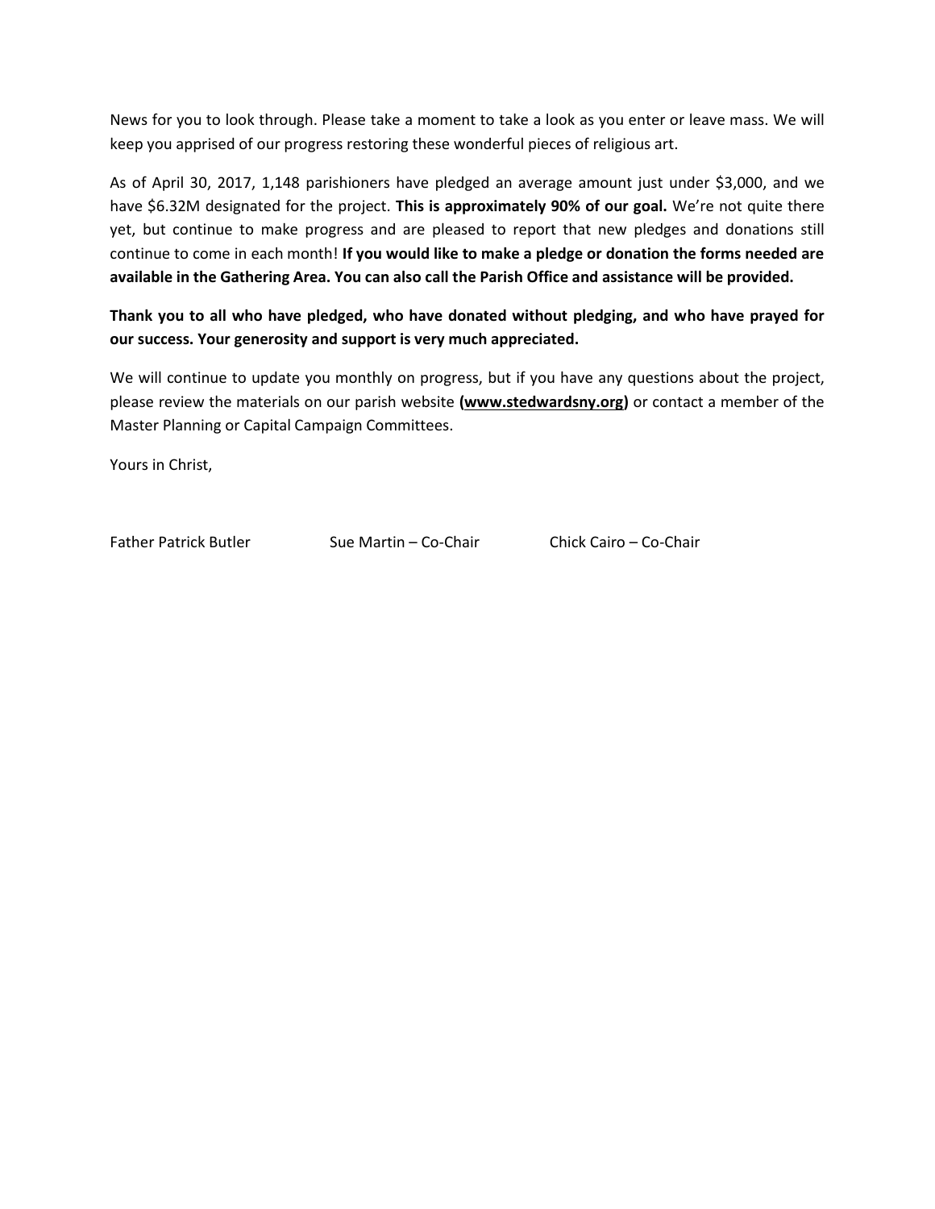News for you to look through. Please take a moment to take a look as you enter or leave mass. We will keep you apprised of our progress restoring these wonderful pieces of religious art.

As of April 30, 2017, 1,148 parishioners have pledged an average amount just under $3,000, and we have $6.32M designated for the project. **This is approximately 90% of our goal.** We're not quite there yet, but continue to make progress and are pleased to report that new pledges and donations still continue to come in each month! **If you would like to make a pledge or donation the forms needed are available in the Gathering Area. You can also call the Parish Office and assistance will be provided.**

**Thank you to all who have pledged, who have donated without pledging, and who have prayed for our success. Your generosity and support is very much appreciated.**

We will continue to update you monthly on progress, but if you have any questions about the project, please review the materials on our parish website **(www.stedwardsny.org)** or contact a member of the Master Planning or Capital Campaign Committees.

Yours in Christ,

Father Patrick Butler    Sue Martin – Co-Chair    Chick Cairo – Co-Chair